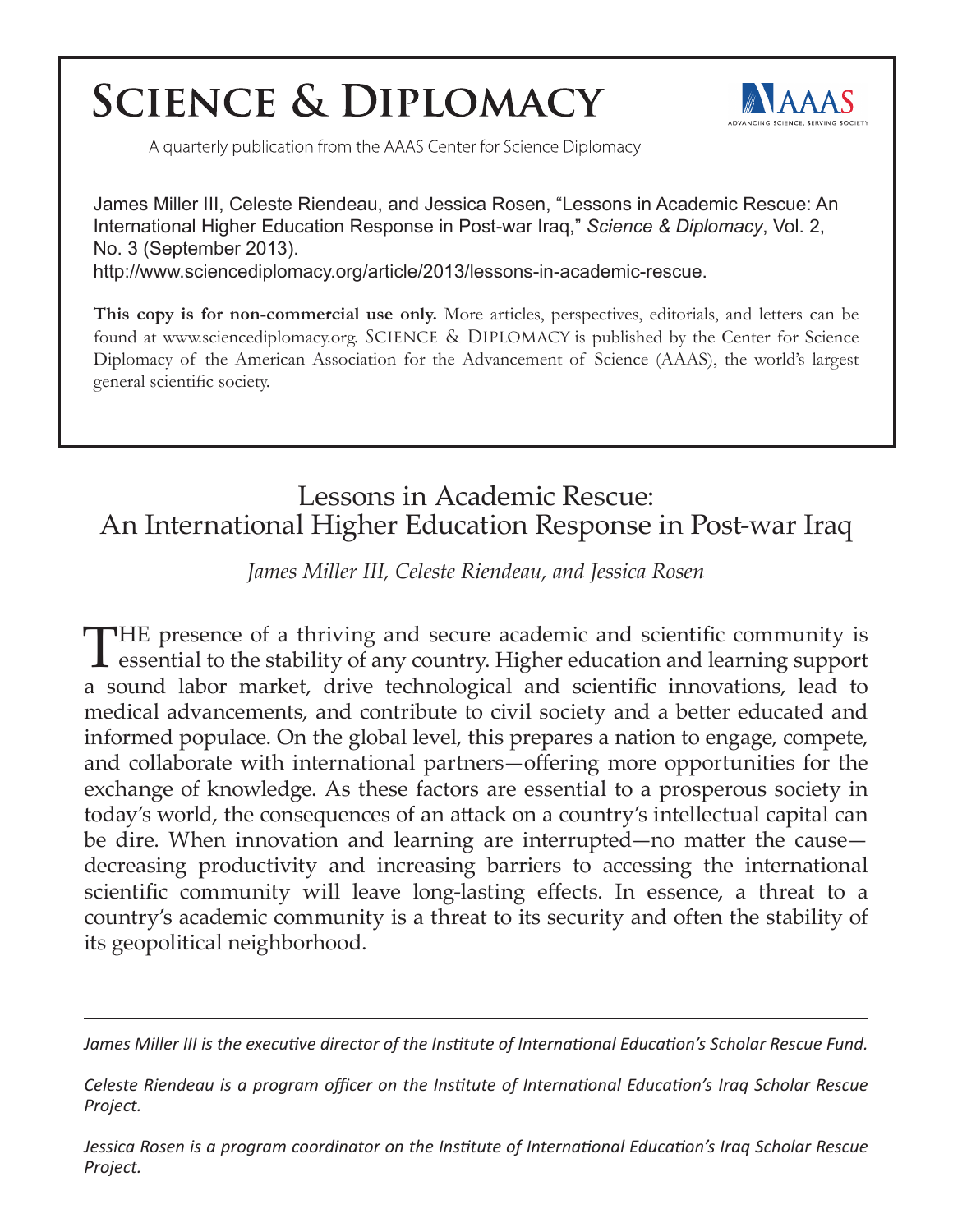# Science & Diplomacy

A quarterly publication from the AAAS Center for Science Diplomacy

James Miller III, Celeste Riendeau, and Jessica Rosen, "Lessons in Academic Rescue: An International Higher Education Response in Post-war Iraq," *Science & Diplomacy*, Vol. 2, No. 3 (September 2013).
http://www.sciencediplomacy.org/article/2013/lessons-in-academic-rescue.

**This copy is for non-commercial use only.** More articles, perspectives, editorials, and letters can be found at www.sciencediplomacy.org. SCIENCE & DIPLOMACY is published by the Center for Science Diplomacy of the American Association for the Advancement of Science (AAAS), the world's largest general scientific society.

# Lessons in Academic Rescue: An International Higher Education Response in Post-war Iraq

*James Miller III, Celeste Riendeau, and Jessica Rosen*

THE presence of a thriving and secure academic and scientific community is essential to the stability of any country. Higher education and learning support a sound labor market, drive technological and scientific innovations, lead to medical advancements, and contribute to civil society and a better educated and informed populace. On the global level, this prepares a nation to engage, compete, and collaborate with international partners—offering more opportunities for the exchange of knowledge. As these factors are essential to a prosperous society in today's world, the consequences of an attack on a country's intellectual capital can be dire. When innovation and learning are interrupted—no matter the cause—decreasing productivity and increasing barriers to accessing the international scientific community will leave long-lasting effects. In essence, a threat to a country's academic community is a threat to its security and often the stability of its geopolitical neighborhood.

---

*James Miller III is the executive director of the Institute of International Education's Scholar Rescue Fund.*

*Celeste Riendeau is a program officer on the Institute of International Education's Iraq Scholar Rescue Project.*

*Jessica Rosen is a program coordinator on the Institute of International Education's Iraq Scholar Rescue Project.*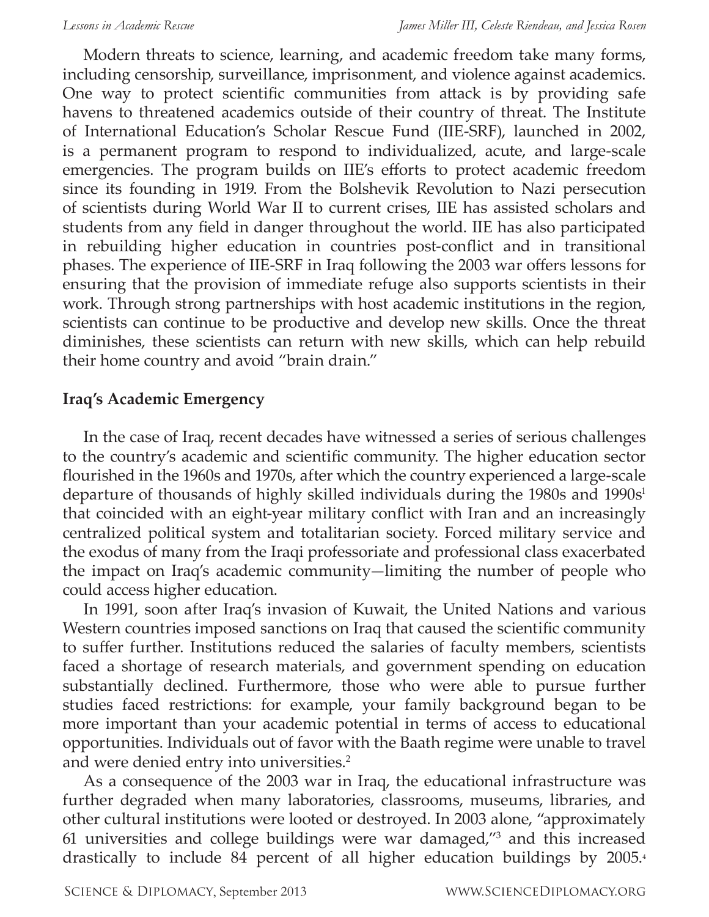Modern threats to science, learning, and academic freedom take many forms, including censorship, surveillance, imprisonment, and violence against academics. One way to protect scientific communities from attack is by providing safe havens to threatened academics outside of their country of threat. The Institute of International Education's Scholar Rescue Fund (IIE-SRF), launched in 2002, is a permanent program to respond to individualized, acute, and large-scale emergencies. The program builds on IIE's efforts to protect academic freedom since its founding in 1919. From the Bolshevik Revolution to Nazi persecution of scientists during World War II to current crises, IIE has assisted scholars and students from any field in danger throughout the world. IIE has also participated in rebuilding higher education in countries post-conflict and in transitional phases. The experience of IIE-SRF in Iraq following the 2003 war offers lessons for ensuring that the provision of immediate refuge also supports scientists in their work. Through strong partnerships with host academic institutions in the region, scientists can continue to be productive and develop new skills. Once the threat diminishes, these scientists can return with new skills, which can help rebuild their home country and avoid "brain drain."

## Iraq's Academic Emergency

In the case of Iraq, recent decades have witnessed a series of serious challenges to the country's academic and scientific community. The higher education sector flourished in the 1960s and 1970s, after which the country experienced a large-scale departure of thousands of highly skilled individuals during the 1980s and 1990s[1] that coincided with an eight-year military conflict with Iran and an increasingly centralized political system and totalitarian society. Forced military service and the exodus of many from the Iraqi professoriate and professional class exacerbated the impact on Iraq's academic community—limiting the number of people who could access higher education.

In 1991, soon after Iraq's invasion of Kuwait, the United Nations and various Western countries imposed sanctions on Iraq that caused the scientific community to suffer further. Institutions reduced the salaries of faculty members, scientists faced a shortage of research materials, and government spending on education substantially declined. Furthermore, those who were able to pursue further studies faced restrictions: for example, your family background began to be more important than your academic potential in terms of access to educational opportunities. Individuals out of favor with the Baath regime were unable to travel and were denied entry into universities.[2]

As a consequence of the 2003 war in Iraq, the educational infrastructure was further degraded when many laboratories, classrooms, museums, libraries, and other cultural institutions were looted or destroyed. In 2003 alone, "approximately 61 universities and college buildings were war damaged,"[3] and this increased drastically to include 84 percent of all higher education buildings by 2005.[4]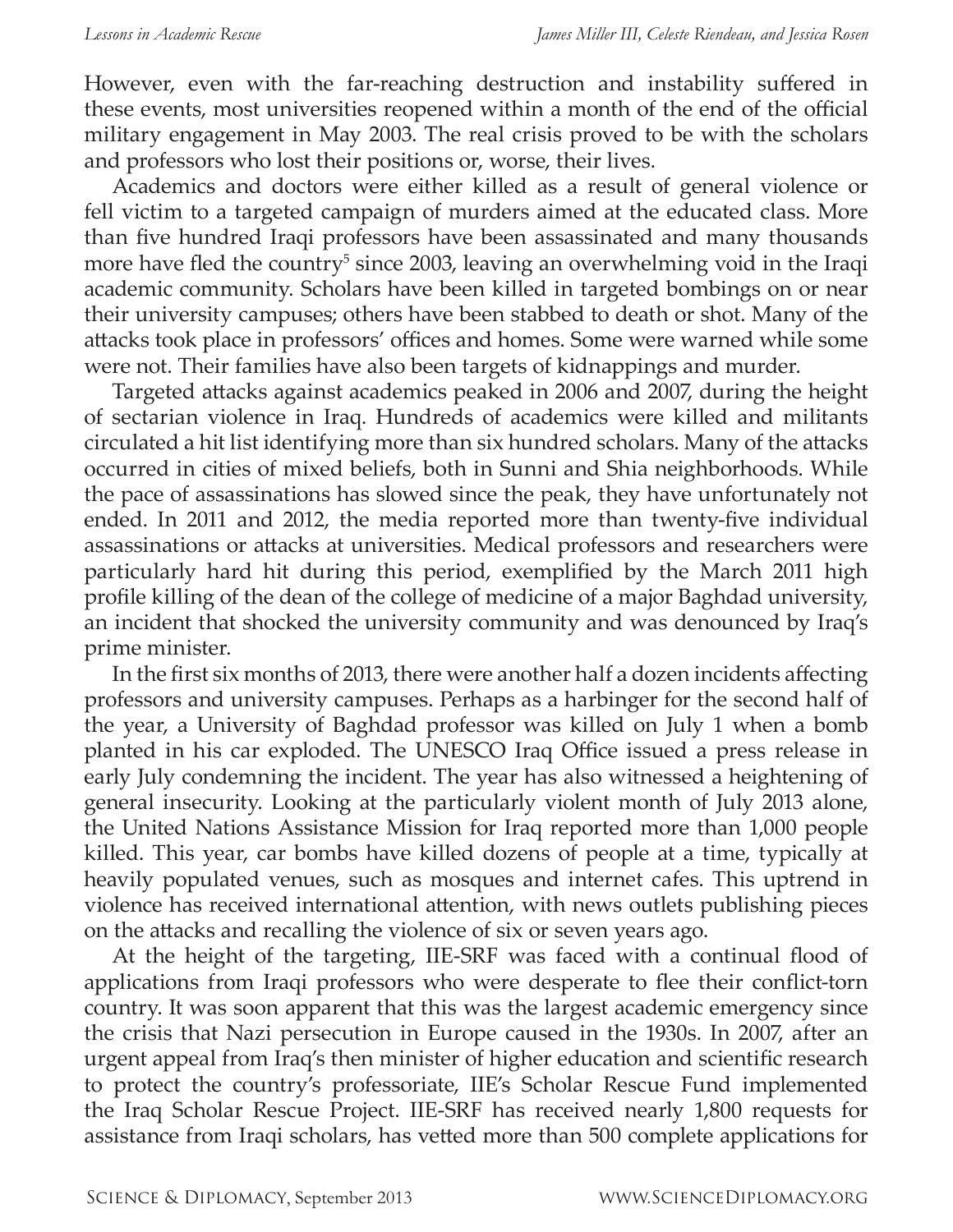However, even with the far-reaching destruction and instability suffered in these events, most universities reopened within a month of the end of the official military engagement in May 2003. The real crisis proved to be with the scholars and professors who lost their positions or, worse, their lives.

Academics and doctors were either killed as a result of general violence or fell victim to a targeted campaign of murders aimed at the educated class. More than five hundred Iraqi professors have been assassinated and many thousands more have fled the country[5] since 2003, leaving an overwhelming void in the Iraqi academic community. Scholars have been killed in targeted bombings on or near their university campuses; others have been stabbed to death or shot. Many of the attacks took place in professors' offices and homes. Some were warned while some were not. Their families have also been targets of kidnappings and murder.

Targeted attacks against academics peaked in 2006 and 2007, during the height of sectarian violence in Iraq. Hundreds of academics were killed and militants circulated a hit list identifying more than six hundred scholars. Many of the attacks occurred in cities of mixed beliefs, both in Sunni and Shia neighborhoods. While the pace of assassinations has slowed since the peak, they have unfortunately not ended. In 2011 and 2012, the media reported more than twenty-five individual assassinations or attacks at universities. Medical professors and researchers were particularly hard hit during this period, exemplified by the March 2011 high profile killing of the dean of the college of medicine of a major Baghdad university, an incident that shocked the university community and was denounced by Iraq's prime minister.

In the first six months of 2013, there were another half a dozen incidents affecting professors and university campuses. Perhaps as a harbinger for the second half of the year, a University of Baghdad professor was killed on July 1 when a bomb planted in his car exploded. The UNESCO Iraq Office issued a press release in early July condemning the incident. The year has also witnessed a heightening of general insecurity. Looking at the particularly violent month of July 2013 alone, the United Nations Assistance Mission for Iraq reported more than 1,000 people killed. This year, car bombs have killed dozens of people at a time, typically at heavily populated venues, such as mosques and internet cafes. This uptrend in violence has received international attention, with news outlets publishing pieces on the attacks and recalling the violence of six or seven years ago.

At the height of the targeting, IIE-SRF was faced with a continual flood of applications from Iraqi professors who were desperate to flee their conflict-torn country. It was soon apparent that this was the largest academic emergency since the crisis that Nazi persecution in Europe caused in the 1930s. In 2007, after an urgent appeal from Iraq's then minister of higher education and scientific research to protect the country's professoriate, IIE's Scholar Rescue Fund implemented the Iraq Scholar Rescue Project. IIE-SRF has received nearly 1,800 requests for assistance from Iraqi scholars, has vetted more than 500 complete applications for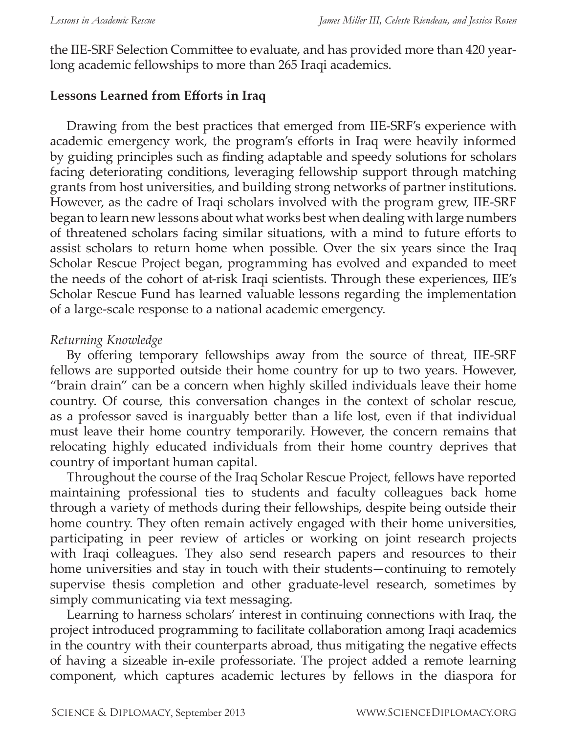the IIE-SRF Selection Committee to evaluate, and has provided more than 420 year-long academic fellowships to more than 265 Iraqi academics.

**Lessons Learned from Efforts in Iraq**

Drawing from the best practices that emerged from IIE-SRF's experience with academic emergency work, the program's efforts in Iraq were heavily informed by guiding principles such as finding adaptable and speedy solutions for scholars facing deteriorating conditions, leveraging fellowship support through matching grants from host universities, and building strong networks of partner institutions. However, as the cadre of Iraqi scholars involved with the program grew, IIE-SRF began to learn new lessons about what works best when dealing with large numbers of threatened scholars facing similar situations, with a mind to future efforts to assist scholars to return home when possible. Over the six years since the Iraq Scholar Rescue Project began, programming has evolved and expanded to meet the needs of the cohort of at-risk Iraqi scientists. Through these experiences, IIE's Scholar Rescue Fund has learned valuable lessons regarding the implementation of a large-scale response to a national academic emergency.

*Returning Knowledge*

By offering temporary fellowships away from the source of threat, IIE-SRF fellows are supported outside their home country for up to two years. However, "brain drain" can be a concern when highly skilled individuals leave their home country. Of course, this conversation changes in the context of scholar rescue, as a professor saved is inarguably better than a life lost, even if that individual must leave their home country temporarily. However, the concern remains that relocating highly educated individuals from their home country deprives that country of important human capital.

Throughout the course of the Iraq Scholar Rescue Project, fellows have reported maintaining professional ties to students and faculty colleagues back home through a variety of methods during their fellowships, despite being outside their home country. They often remain actively engaged with their home universities, participating in peer review of articles or working on joint research projects with Iraqi colleagues. They also send research papers and resources to their home universities and stay in touch with their students—continuing to remotely supervise thesis completion and other graduate-level research, sometimes by simply communicating via text messaging.

Learning to harness scholars' interest in continuing connections with Iraq, the project introduced programming to facilitate collaboration among Iraqi academics in the country with their counterparts abroad, thus mitigating the negative effects of having a sizeable in-exile professoriate. The project added a remote learning component, which captures academic lectures by fellows in the diaspora for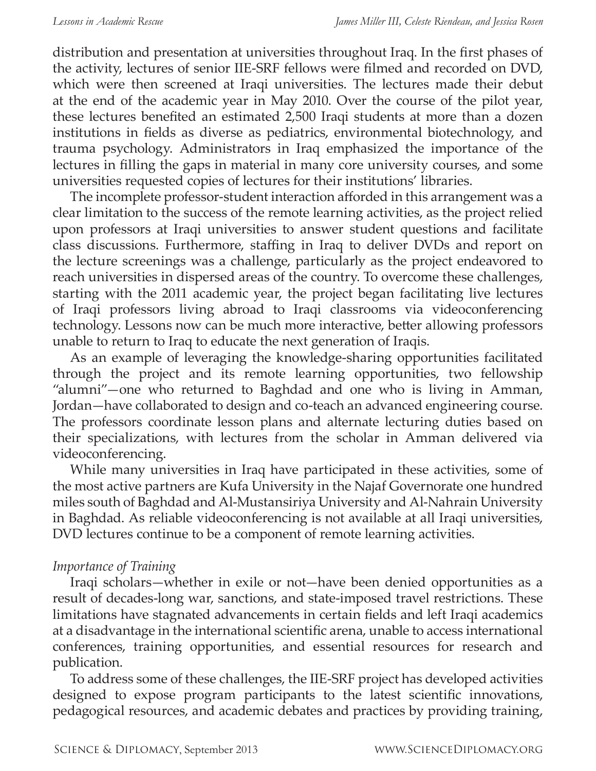distribution and presentation at universities throughout Iraq. In the first phases of the activity, lectures of senior IIE-SRF fellows were filmed and recorded on DVD, which were then screened at Iraqi universities. The lectures made their debut at the end of the academic year in May 2010. Over the course of the pilot year, these lectures benefited an estimated 2,500 Iraqi students at more than a dozen institutions in fields as diverse as pediatrics, environmental biotechnology, and trauma psychology. Administrators in Iraq emphasized the importance of the lectures in filling the gaps in material in many core university courses, and some universities requested copies of lectures for their institutions' libraries.

The incomplete professor-student interaction afforded in this arrangement was a clear limitation to the success of the remote learning activities, as the project relied upon professors at Iraqi universities to answer student questions and facilitate class discussions. Furthermore, staffing in Iraq to deliver DVDs and report on the lecture screenings was a challenge, particularly as the project endeavored to reach universities in dispersed areas of the country. To overcome these challenges, starting with the 2011 academic year, the project began facilitating live lectures of Iraqi professors living abroad to Iraqi classrooms via videoconferencing technology. Lessons now can be much more interactive, better allowing professors unable to return to Iraq to educate the next generation of Iraqis.

As an example of leveraging the knowledge-sharing opportunities facilitated through the project and its remote learning opportunities, two fellowship "alumni"—one who returned to Baghdad and one who is living in Amman, Jordan—have collaborated to design and co-teach an advanced engineering course. The professors coordinate lesson plans and alternate lecturing duties based on their specializations, with lectures from the scholar in Amman delivered via videoconferencing.

While many universities in Iraq have participated in these activities, some of the most active partners are Kufa University in the Najaf Governorate one hundred miles south of Baghdad and Al-Mustansiriya University and Al-Nahrain University in Baghdad. As reliable videoconferencing is not available at all Iraqi universities, DVD lectures continue to be a component of remote learning activities.

*Importance of Training*

Iraqi scholars—whether in exile or not—have been denied opportunities as a result of decades-long war, sanctions, and state-imposed travel restrictions. These limitations have stagnated advancements in certain fields and left Iraqi academics at a disadvantage in the international scientific arena, unable to access international conferences, training opportunities, and essential resources for research and publication.

To address some of these challenges, the IIE-SRF project has developed activities designed to expose program participants to the latest scientific innovations, pedagogical resources, and academic debates and practices by providing training,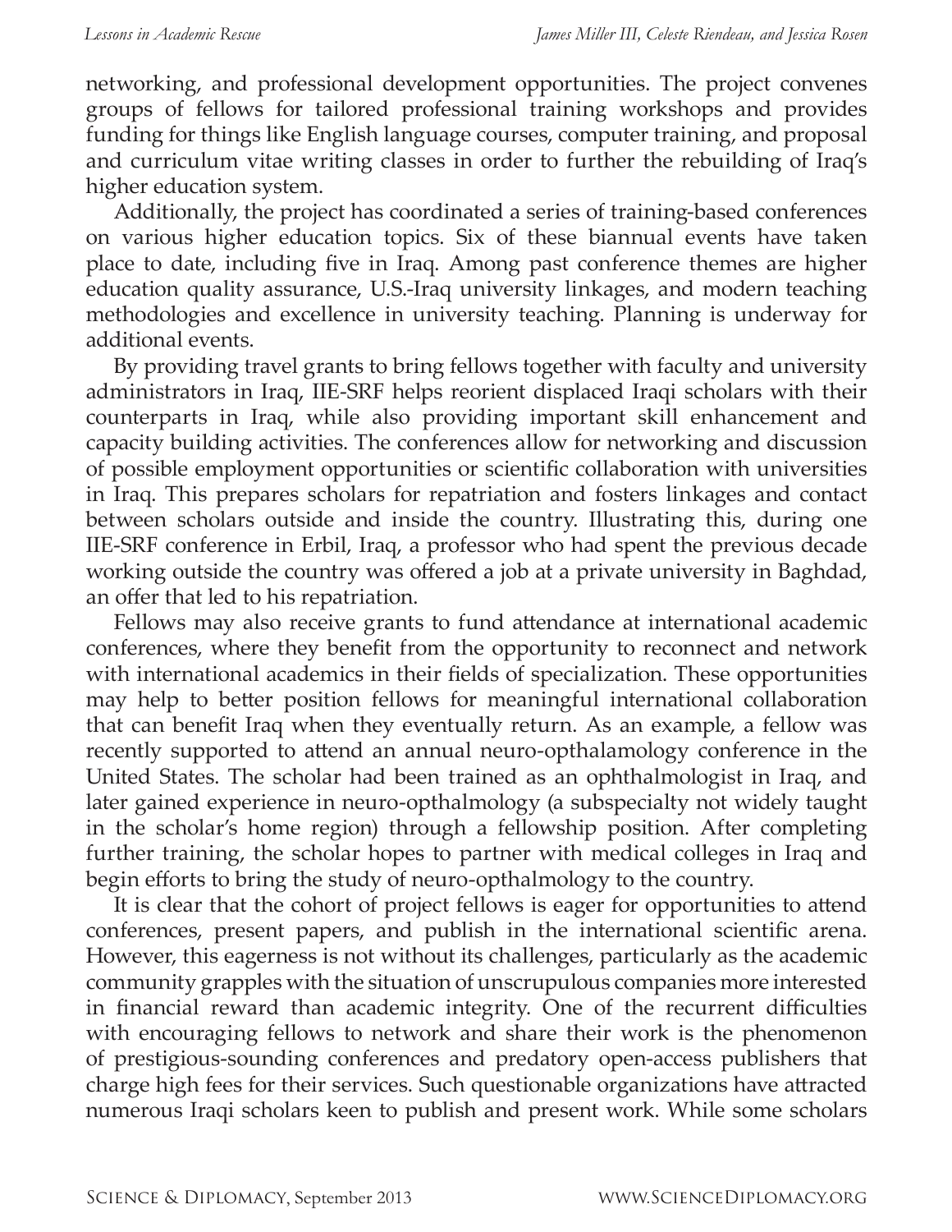networking, and professional development opportunities. The project convenes groups of fellows for tailored professional training workshops and provides funding for things like English language courses, computer training, and proposal and curriculum vitae writing classes in order to further the rebuilding of Iraq's higher education system.

Additionally, the project has coordinated a series of training-based conferences on various higher education topics. Six of these biannual events have taken place to date, including five in Iraq. Among past conference themes are higher education quality assurance, U.S.-Iraq university linkages, and modern teaching methodologies and excellence in university teaching. Planning is underway for additional events.

By providing travel grants to bring fellows together with faculty and university administrators in Iraq, IIE-SRF helps reorient displaced Iraqi scholars with their counterparts in Iraq, while also providing important skill enhancement and capacity building activities. The conferences allow for networking and discussion of possible employment opportunities or scientific collaboration with universities in Iraq. This prepares scholars for repatriation and fosters linkages and contact between scholars outside and inside the country. Illustrating this, during one IIE-SRF conference in Erbil, Iraq, a professor who had spent the previous decade working outside the country was offered a job at a private university in Baghdad, an offer that led to his repatriation.

Fellows may also receive grants to fund attendance at international academic conferences, where they benefit from the opportunity to reconnect and network with international academics in their fields of specialization. These opportunities may help to better position fellows for meaningful international collaboration that can benefit Iraq when they eventually return. As an example, a fellow was recently supported to attend an annual neuro-opthalamology conference in the United States. The scholar had been trained as an ophthalmologist in Iraq, and later gained experience in neuro-opthalmology (a subspecialty not widely taught in the scholar's home region) through a fellowship position. After completing further training, the scholar hopes to partner with medical colleges in Iraq and begin efforts to bring the study of neuro-opthalmology to the country.

It is clear that the cohort of project fellows is eager for opportunities to attend conferences, present papers, and publish in the international scientific arena. However, this eagerness is not without its challenges, particularly as the academic community grapples with the situation of unscrupulous companies more interested in financial reward than academic integrity. One of the recurrent difficulties with encouraging fellows to network and share their work is the phenomenon of prestigious-sounding conferences and predatory open-access publishers that charge high fees for their services. Such questionable organizations have attracted numerous Iraqi scholars keen to publish and present work. While some scholars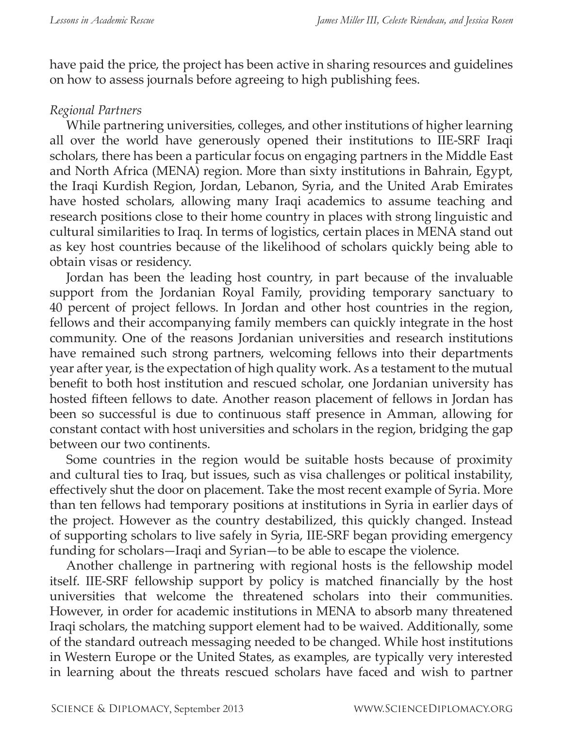have paid the price, the project has been active in sharing resources and guidelines on how to assess journals before agreeing to high publishing fees.

*Regional Partners*

While partnering universities, colleges, and other institutions of higher learning all over the world have generously opened their institutions to IIE-SRF Iraqi scholars, there has been a particular focus on engaging partners in the Middle East and North Africa (MENA) region. More than sixty institutions in Bahrain, Egypt, the Iraqi Kurdish Region, Jordan, Lebanon, Syria, and the United Arab Emirates have hosted scholars, allowing many Iraqi academics to assume teaching and research positions close to their home country in places with strong linguistic and cultural similarities to Iraq. In terms of logistics, certain places in MENA stand out as key host countries because of the likelihood of scholars quickly being able to obtain visas or residency.

Jordan has been the leading host country, in part because of the invaluable support from the Jordanian Royal Family, providing temporary sanctuary to 40 percent of project fellows. In Jordan and other host countries in the region, fellows and their accompanying family members can quickly integrate in the host community. One of the reasons Jordanian universities and research institutions have remained such strong partners, welcoming fellows into their departments year after year, is the expectation of high quality work. As a testament to the mutual benefit to both host institution and rescued scholar, one Jordanian university has hosted fifteen fellows to date. Another reason placement of fellows in Jordan has been so successful is due to continuous staff presence in Amman, allowing for constant contact with host universities and scholars in the region, bridging the gap between our two continents.

Some countries in the region would be suitable hosts because of proximity and cultural ties to Iraq, but issues, such as visa challenges or political instability, effectively shut the door on placement. Take the most recent example of Syria. More than ten fellows had temporary positions at institutions in Syria in earlier days of the project. However as the country destabilized, this quickly changed. Instead of supporting scholars to live safely in Syria, IIE-SRF began providing emergency funding for scholars—Iraqi and Syrian—to be able to escape the violence.

Another challenge in partnering with regional hosts is the fellowship model itself. IIE-SRF fellowship support by policy is matched financially by the host universities that welcome the threatened scholars into their communities. However, in order for academic institutions in MENA to absorb many threatened Iraqi scholars, the matching support element had to be waived. Additionally, some of the standard outreach messaging needed to be changed. While host institutions in Western Europe or the United States, as examples, are typically very interested in learning about the threats rescued scholars have faced and wish to partner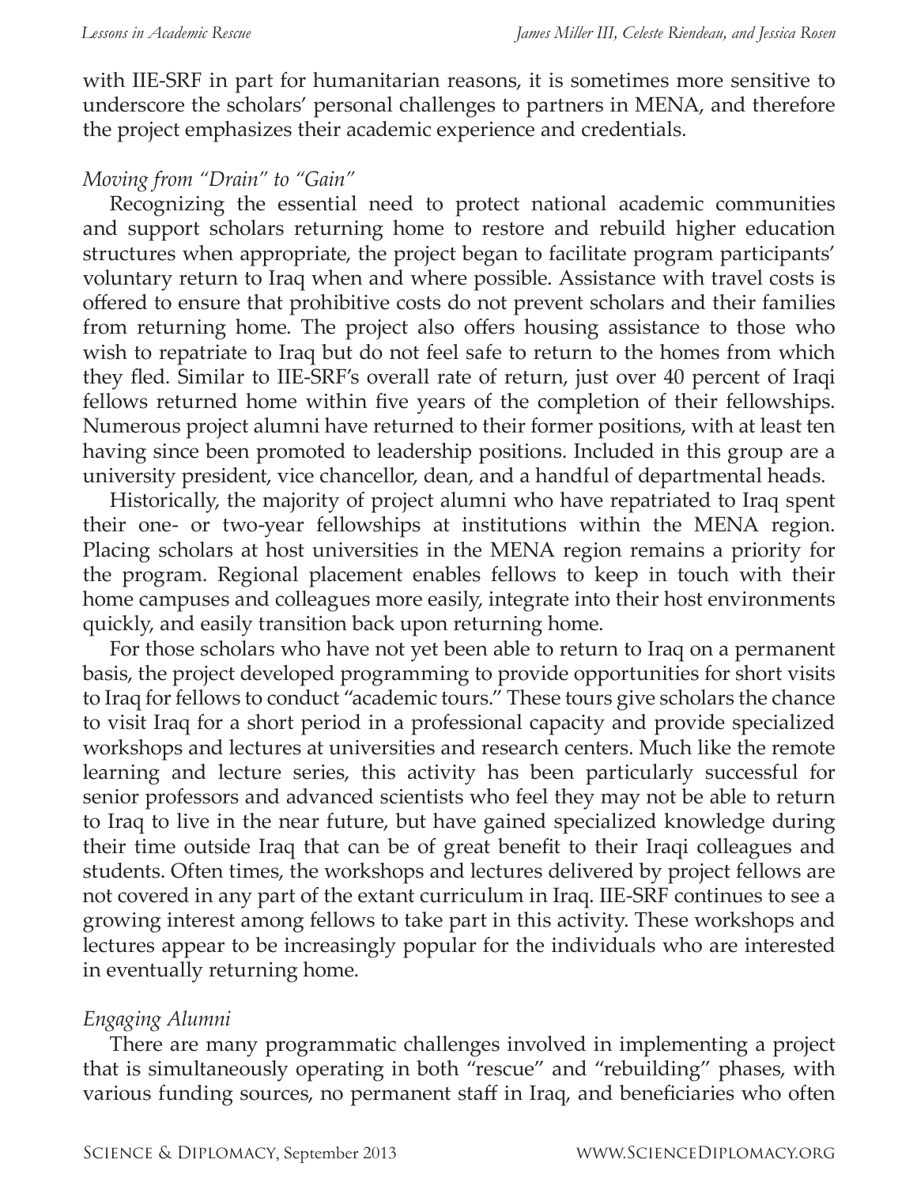with IIE-SRF in part for humanitarian reasons, it is sometimes more sensitive to underscore the scholars' personal challenges to partners in MENA, and therefore the project emphasizes their academic experience and credentials.

### *Moving from "Drain" to "Gain"*

Recognizing the essential need to protect national academic communities and support scholars returning home to restore and rebuild higher education structures when appropriate, the project began to facilitate program participants' voluntary return to Iraq when and where possible. Assistance with travel costs is offered to ensure that prohibitive costs do not prevent scholars and their families from returning home. The project also offers housing assistance to those who wish to repatriate to Iraq but do not feel safe to return to the homes from which they fled. Similar to IIE-SRF's overall rate of return, just over 40 percent of Iraqi fellows returned home within five years of the completion of their fellowships. Numerous project alumni have returned to their former positions, with at least ten having since been promoted to leadership positions. Included in this group are a university president, vice chancellor, dean, and a handful of departmental heads.

Historically, the majority of project alumni who have repatriated to Iraq spent their one- or two-year fellowships at institutions within the MENA region. Placing scholars at host universities in the MENA region remains a priority for the program. Regional placement enables fellows to keep in touch with their home campuses and colleagues more easily, integrate into their host environments quickly, and easily transition back upon returning home.

For those scholars who have not yet been able to return to Iraq on a permanent basis, the project developed programming to provide opportunities for short visits to Iraq for fellows to conduct "academic tours." These tours give scholars the chance to visit Iraq for a short period in a professional capacity and provide specialized workshops and lectures at universities and research centers. Much like the remote learning and lecture series, this activity has been particularly successful for senior professors and advanced scientists who feel they may not be able to return to Iraq to live in the near future, but have gained specialized knowledge during their time outside Iraq that can be of great benefit to their Iraqi colleagues and students. Often times, the workshops and lectures delivered by project fellows are not covered in any part of the extant curriculum in Iraq. IIE-SRF continues to see a growing interest among fellows to take part in this activity. These workshops and lectures appear to be increasingly popular for the individuals who are interested in eventually returning home.

### *Engaging Alumni*

There are many programmatic challenges involved in implementing a project that is simultaneously operating in both "rescue" and "rebuilding" phases, with various funding sources, no permanent staff in Iraq, and beneficiaries who often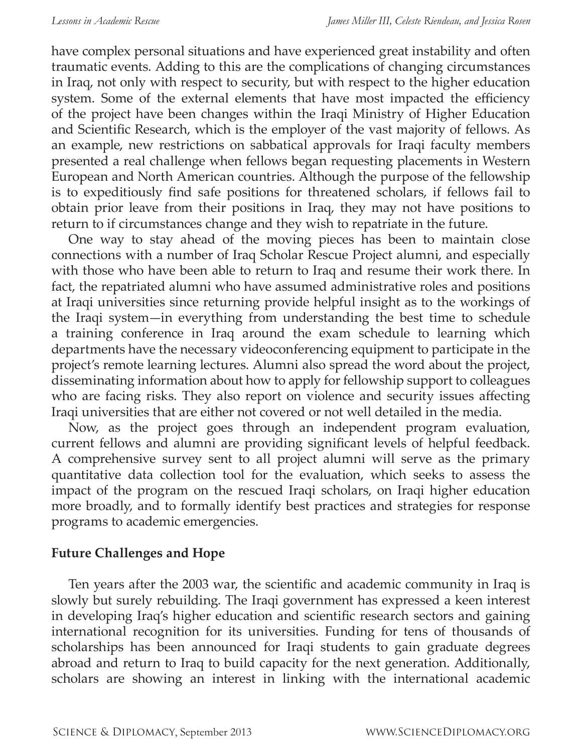have complex personal situations and have experienced great instability and often traumatic events. Adding to this are the complications of changing circumstances in Iraq, not only with respect to security, but with respect to the higher education system. Some of the external elements that have most impacted the efficiency of the project have been changes within the Iraqi Ministry of Higher Education and Scientific Research, which is the employer of the vast majority of fellows. As an example, new restrictions on sabbatical approvals for Iraqi faculty members presented a real challenge when fellows began requesting placements in Western European and North American countries. Although the purpose of the fellowship is to expeditiously find safe positions for threatened scholars, if fellows fail to obtain prior leave from their positions in Iraq, they may not have positions to return to if circumstances change and they wish to repatriate in the future.

One way to stay ahead of the moving pieces has been to maintain close connections with a number of Iraq Scholar Rescue Project alumni, and especially with those who have been able to return to Iraq and resume their work there. In fact, the repatriated alumni who have assumed administrative roles and positions at Iraqi universities since returning provide helpful insight as to the workings of the Iraqi system—in everything from understanding the best time to schedule a training conference in Iraq around the exam schedule to learning which departments have the necessary videoconferencing equipment to participate in the project's remote learning lectures. Alumni also spread the word about the project, disseminating information about how to apply for fellowship support to colleagues who are facing risks. They also report on violence and security issues affecting Iraqi universities that are either not covered or not well detailed in the media.

Now, as the project goes through an independent program evaluation, current fellows and alumni are providing significant levels of helpful feedback. A comprehensive survey sent to all project alumni will serve as the primary quantitative data collection tool for the evaluation, which seeks to assess the impact of the program on the rescued Iraqi scholars, on Iraqi higher education more broadly, and to formally identify best practices and strategies for response programs to academic emergencies.

## Future Challenges and Hope

Ten years after the 2003 war, the scientific and academic community in Iraq is slowly but surely rebuilding. The Iraqi government has expressed a keen interest in developing Iraq's higher education and scientific research sectors and gaining international recognition for its universities. Funding for tens of thousands of scholarships has been announced for Iraqi students to gain graduate degrees abroad and return to Iraq to build capacity for the next generation. Additionally, scholars are showing an interest in linking with the international academic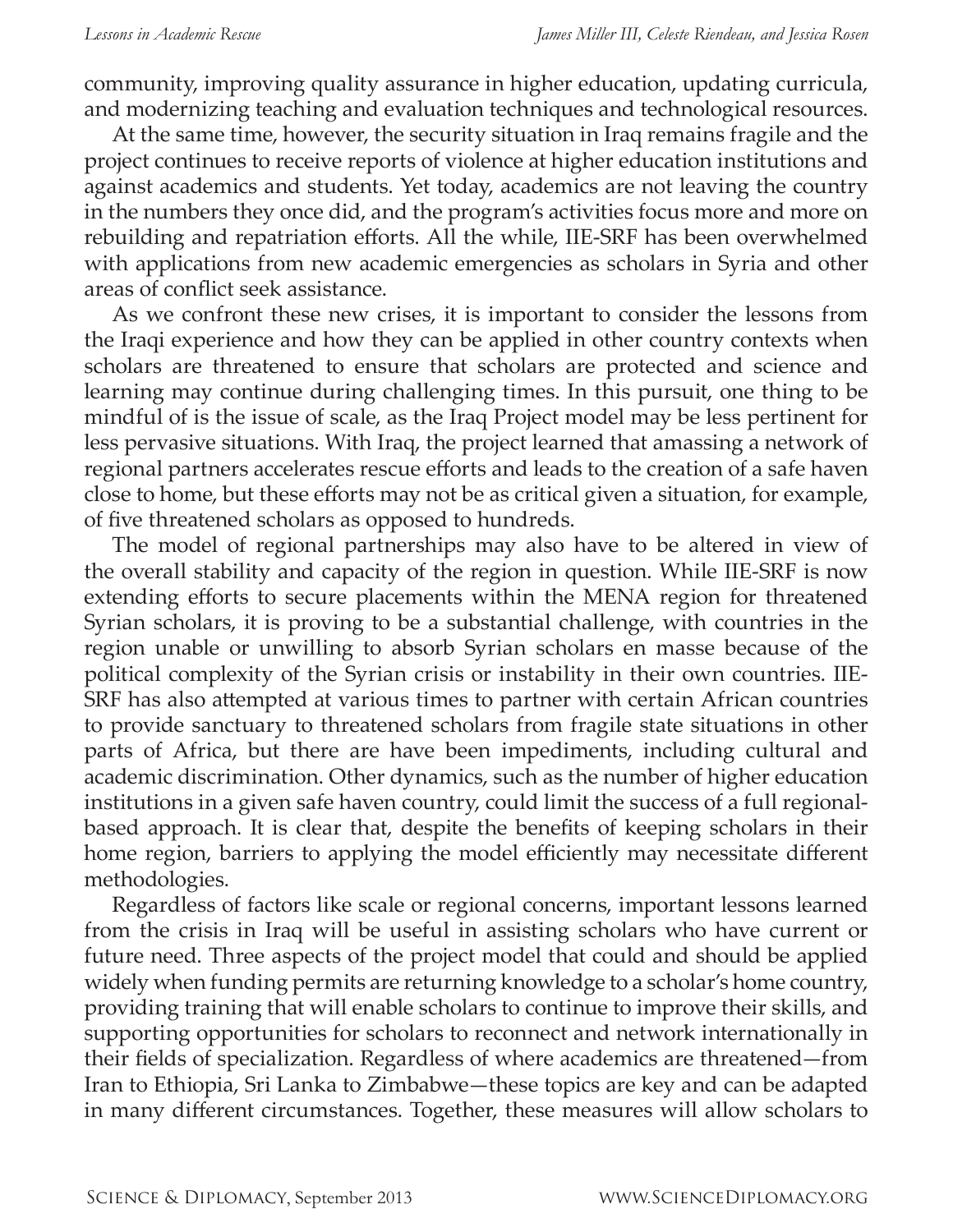community, improving quality assurance in higher education, updating curricula, and modernizing teaching and evaluation techniques and technological resources.

At the same time, however, the security situation in Iraq remains fragile and the project continues to receive reports of violence at higher education institutions and against academics and students. Yet today, academics are not leaving the country in the numbers they once did, and the program's activities focus more and more on rebuilding and repatriation efforts. All the while, IIE-SRF has been overwhelmed with applications from new academic emergencies as scholars in Syria and other areas of conflict seek assistance.

As we confront these new crises, it is important to consider the lessons from the Iraqi experience and how they can be applied in other country contexts when scholars are threatened to ensure that scholars are protected and science and learning may continue during challenging times. In this pursuit, one thing to be mindful of is the issue of scale, as the Iraq Project model may be less pertinent for less pervasive situations. With Iraq, the project learned that amassing a network of regional partners accelerates rescue efforts and leads to the creation of a safe haven close to home, but these efforts may not be as critical given a situation, for example, of five threatened scholars as opposed to hundreds.

The model of regional partnerships may also have to be altered in view of the overall stability and capacity of the region in question. While IIE-SRF is now extending efforts to secure placements within the MENA region for threatened Syrian scholars, it is proving to be a substantial challenge, with countries in the region unable or unwilling to absorb Syrian scholars en masse because of the political complexity of the Syrian crisis or instability in their own countries. IIE-SRF has also attempted at various times to partner with certain African countries to provide sanctuary to threatened scholars from fragile state situations in other parts of Africa, but there are have been impediments, including cultural and academic discrimination. Other dynamics, such as the number of higher education institutions in a given safe haven country, could limit the success of a full regional-based approach. It is clear that, despite the benefits of keeping scholars in their home region, barriers to applying the model efficiently may necessitate different methodologies.

Regardless of factors like scale or regional concerns, important lessons learned from the crisis in Iraq will be useful in assisting scholars who have current or future need. Three aspects of the project model that could and should be applied widely when funding permits are returning knowledge to a scholar's home country, providing training that will enable scholars to continue to improve their skills, and supporting opportunities for scholars to reconnect and network internationally in their fields of specialization. Regardless of where academics are threatened—from Iran to Ethiopia, Sri Lanka to Zimbabwe—these topics are key and can be adapted in many different circumstances. Together, these measures will allow scholars to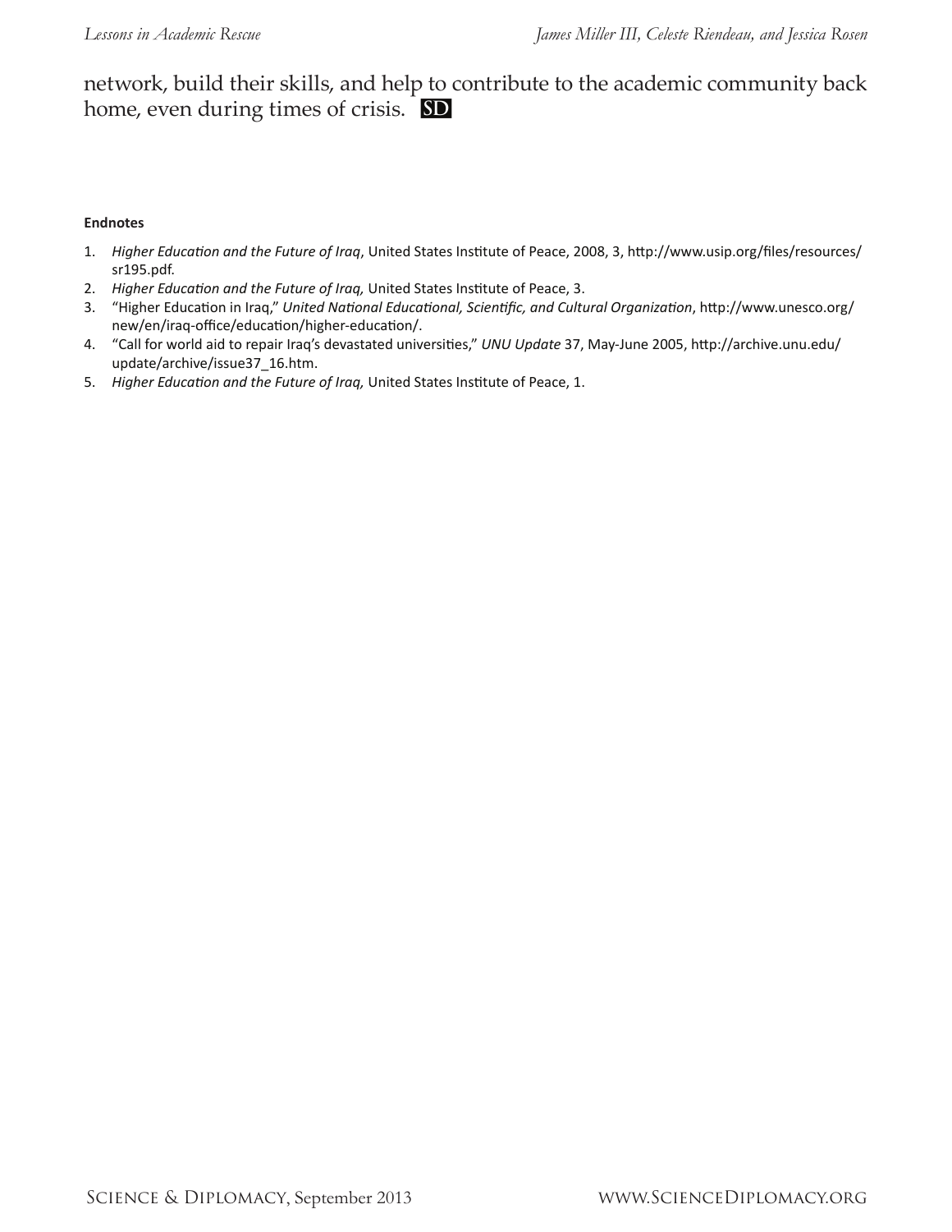network, build their skills, and help to contribute to the academic community back home, even during times of crisis. SD

**Endnotes**

1. *Higher Education and the Future of Iraq*, United States Institute of Peace, 2008, 3, http://www.usip.org/files/resources/sr195.pdf.
2. *Higher Education and the Future of Iraq,* United States Institute of Peace, 3.
3. "Higher Education in Iraq," *United National Educational, Scientific, and Cultural Organization*, http://www.unesco.org/new/en/iraq-office/education/higher-education/.
4. "Call for world aid to repair Iraq's devastated universities," *UNU Update* 37, May-June 2005, http://archive.unu.edu/update/archive/issue37_16.htm.
5. *Higher Education and the Future of Iraq,* United States Institute of Peace, 1.